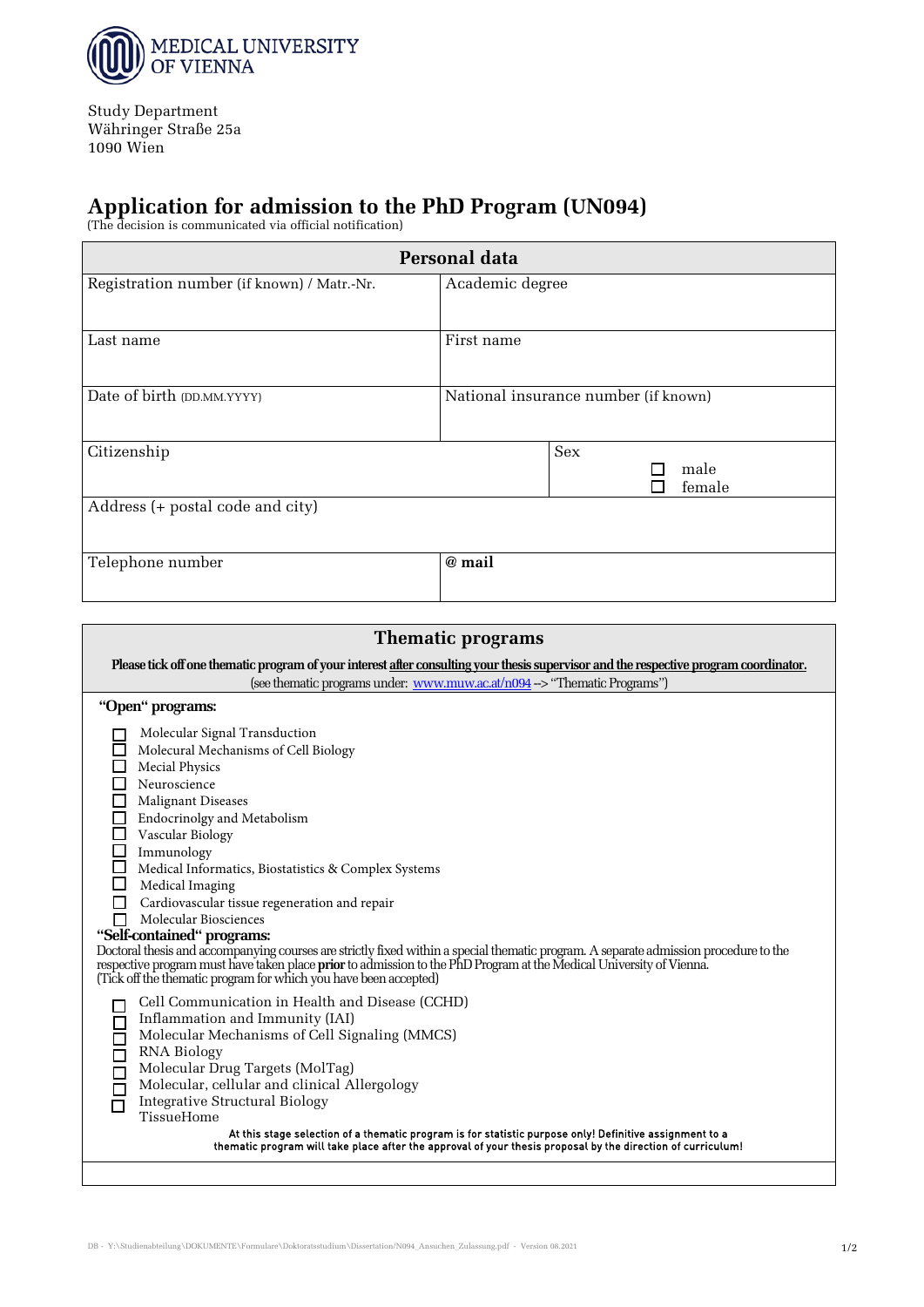MEDICAL UNIVERSITY OF VIENNA

Study Department
Währinger Straße 25a
1090 Wien

# Application for admission to the PhD Program (UN094)

(The decision is communicated via official notification)

## Personal data

| Registration number (if known) / Matr.-Nr. | Academic degree | |
|---|---|---|
| Last name | First name | |
| Date of birth (DD.MM.YYYY) | National insurance number (if known) | |
| Citizenship | | Sex ☐ male ☐ female |
| Address (+ postal code and city) | | |
| Telephone number | @ mail | |

## Thematic programs

**Please tick off one thematic program of your interest after consulting your thesis supervisor and the respective program coordinator.**
(see thematic programs under: www.muw.ac.at/n094 --> "Thematic Programs")

**"Open" programs:**

- ☐ Molecular Signal Transduction
- ☐ Molecural Mechanisms of Cell Biology
- ☐ Mecial Physics
- ☐ Neuroscience
- ☐ Malignant Diseases
- ☐ Endocrinolgy and Metabolism
- ☐ Vascular Biology
- ☐ Immunology
- ☐ Medical Informatics, Biostatistics & Complex Systems
- ☐ Medical Imaging
- ☐ Cardiovascular tissue regeneration and repair
- ☐ Molecular Biosciences

**"Self-contained" programs:**

Doctoral thesis and accompanying courses are strictly fixed within a special thematic program. A separate admission procedure to the respective program must have taken place **prior** to admission to the PhD Program at the Medical University of Vienna.
(Tick off the thematic program for which you have been accepted)

- ☐ Cell Communication in Health and Disease (CCHD)
- ☐ Inflammation and Immunity (IAI)
- ☐ Molecular Mechanisms of Cell Signaling (MMCS)
- ☐ RNA Biology
- ☐ Molecular Drug Targets (MolTag)
- ☐ Molecular, cellular and clinical Allergology
- ☐ Integrative Structural Biology
- ☐ TissueHome

**At this stage selection of a thematic program is for statistic purpose only! Definitive assignment to a thematic program will take place after the approval of your thesis proposal by the direction of curriculum!**

DB - Y:\Studienabteilung\DOKUMENTE\Formulare\Doktoratsstudium\Dissertation\N094_Ansuchen_Zulassung.pdf - Version 08.2021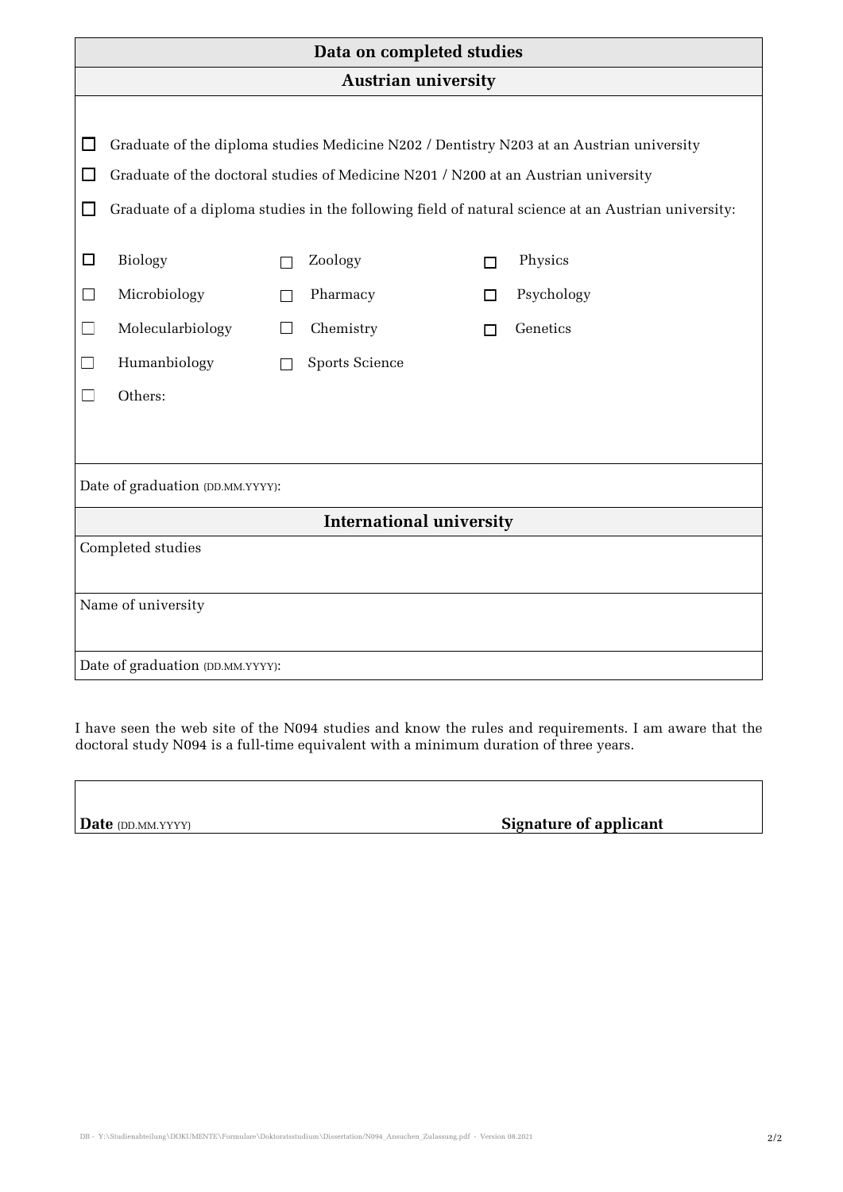## Data on completed studies

### Austrian university

- ☐ Graduate of the diploma studies Medicine N202 / Dentistry N203 at an Austrian university
- ☐ Graduate of the doctoral studies of Medicine N201 / N200 at an Austrian university
- ☐ Graduate of a diploma studies in the following field of natural science at an Austrian university:

| | | |
|---|---|---|
| ☐ Biology | ☐ Zoology | ☐ Physics |
| ☐ Microbiology | ☐ Pharmacy | ☐ Psychology |
| ☐ Molecularbiology | ☐ Chemistry | ☐ Genetics |
| ☐ Humanbiology | ☐ Sports Science | |
| ☐ Others: | | |

Date of graduation (DD.MM.YYYY):

### International university

Completed studies

Name of university

Date of graduation (DD.MM.YYYY):

I have seen the web site of the N094 studies and know the rules and requirements. I am aware that the doctoral study N094 is a full-time equivalent with a minimum duration of three years.

**Date** (DD.MM.YYYY) **Signature of applicant**

DB - Y:\Studienabteilung\DOKUMENTE\Formulare\Doktoratsstudium\Dissertation/N094_Ansuchen_Zulassung.pdf - Version 08.2021